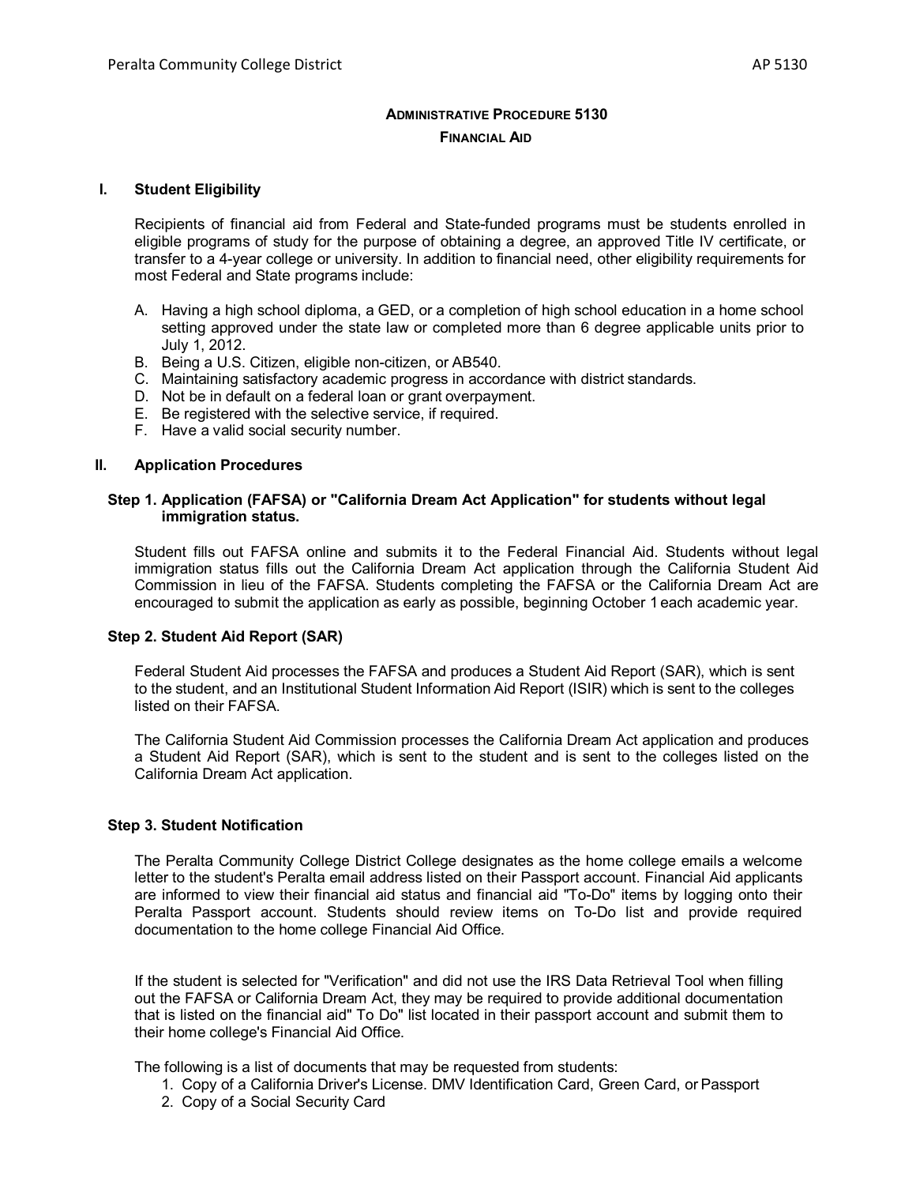# ADMINISTRATIVE PROCEDURE 5130
## FINANCIAL AID

## I. Student Eligibility

Recipients of financial aid from Federal and State-funded programs must be students enrolled in eligible programs of study for the purpose of obtaining a degree, an approved Title IV certificate, or transfer to a 4-year college or university. In addition to financial need, other eligibility requirements for most Federal and State programs include:

A. Having a high school diploma, a GED, or a completion of high school education in a home school setting approved under the state law or completed more than 6 degree applicable units prior to July 1, 2012.
B. Being a U.S. Citizen, eligible non-citizen, or AB540.
C. Maintaining satisfactory academic progress in accordance with district standards.
D. Not be in default on a federal loan or grant overpayment.
E. Be registered with the selective service, if required.
F. Have a valid social security number.

## II. Application Procedures

### Step 1. Application (FAFSA) or "California Dream Act Application" for students without legal immigration status.

Student fills out FAFSA online and submits it to the Federal Financial Aid. Students without legal immigration status fills out the California Dream Act application through the California Student Aid Commission in lieu of the FAFSA. Students completing the FAFSA or the California Dream Act are encouraged to submit the application as early as possible, beginning October 1 each academic year.

### Step 2. Student Aid Report (SAR)

Federal Student Aid processes the FAFSA and produces a Student Aid Report (SAR), which is sent to the student, and an Institutional Student Information Aid Report (ISIR) which is sent to the colleges listed on their FAFSA.

The California Student Aid Commission processes the California Dream Act application and produces a Student Aid Report (SAR), which is sent to the student and is sent to the colleges listed on the California Dream Act application.

### Step 3. Student Notification

The Peralta Community College District College designates as the home college emails a welcome letter to the student's Peralta email address listed on their Passport account. Financial Aid applicants are informed to view their financial aid status and financial aid "To-Do" items by logging onto their Peralta Passport account. Students should review items on To-Do list and provide required documentation to the home college Financial Aid Office.

If the student is selected for "Verification" and did not use the IRS Data Retrieval Tool when filling out the FAFSA or California Dream Act, they may be required to provide additional documentation that is listed on the financial aid" To Do" list located in their passport account and submit them to their home college's Financial Aid Office.

The following is a list of documents that may be requested from students:

1. Copy of a California Driver's License. DMV Identification Card, Green Card, or Passport
2. Copy of a Social Security Card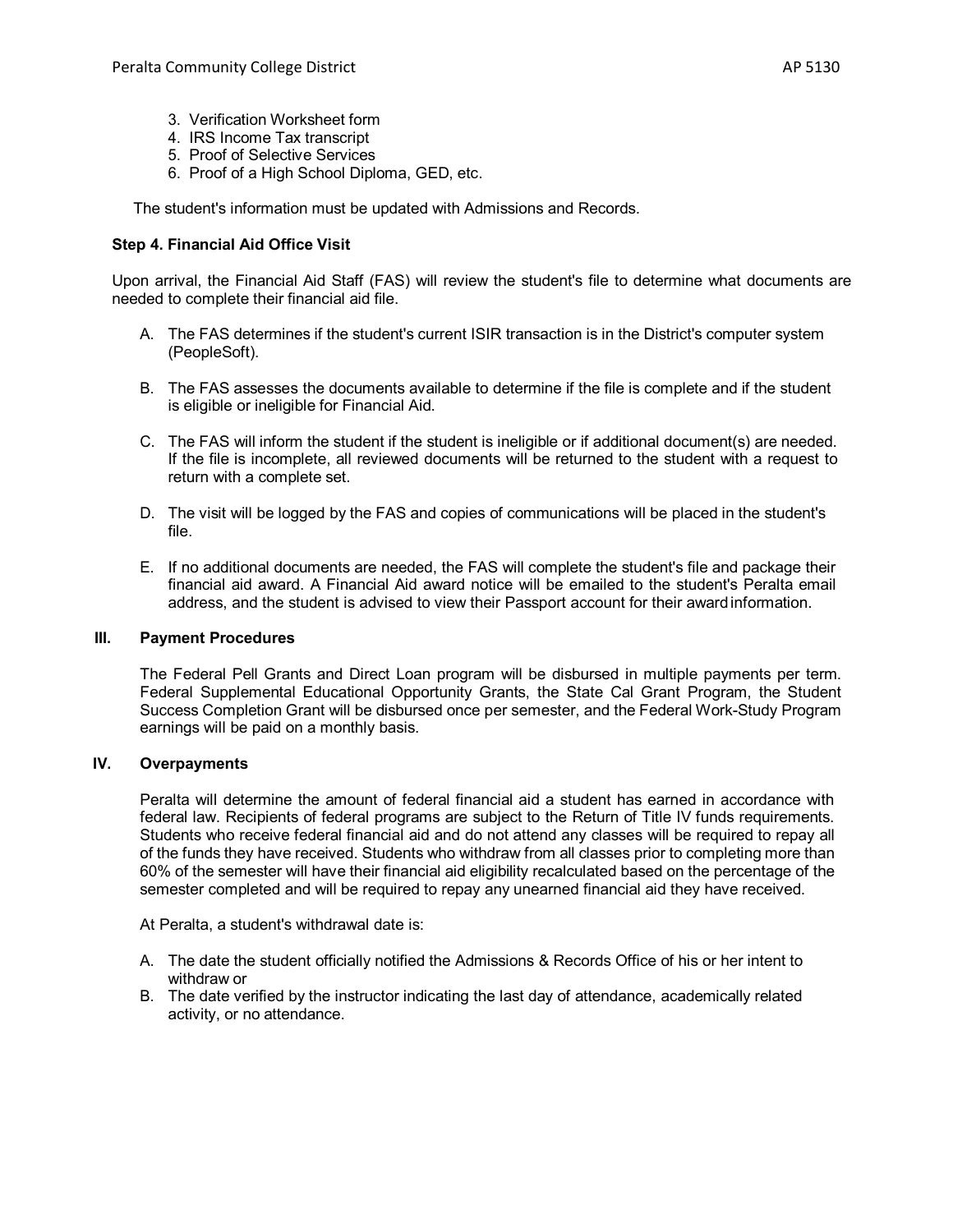3. Verification Worksheet form
4. IRS Income Tax transcript
5. Proof of Selective Services
6. Proof of a High School Diploma, GED, etc.

The student's information must be updated with Admissions and Records.

**Step 4. Financial Aid Office Visit**

Upon arrival, the Financial Aid Staff (FAS) will review the student's file to determine what documents are needed to complete their financial aid file.

A. The FAS determines if the student's current ISIR transaction is in the District's computer system (PeopleSoft).

B. The FAS assesses the documents available to determine if the file is complete and if the student is eligible or ineligible for Financial Aid.

C. The FAS will inform the student if the student is ineligible or if additional document(s) are needed. If the file is incomplete, all reviewed documents will be returned to the student with a request to return with a complete set.

D. The visit will be logged by the FAS and copies of communications will be placed in the student's file.

E. If no additional documents are needed, the FAS will complete the student's file and package their financial aid award. A Financial Aid award notice will be emailed to the student's Peralta email address, and the student is advised to view their Passport account for their award information.

## III. Payment Procedures

The Federal Pell Grants and Direct Loan program will be disbursed in multiple payments per term. Federal Supplemental Educational Opportunity Grants, the State Cal Grant Program, the Student Success Completion Grant will be disbursed once per semester, and the Federal Work-Study Program earnings will be paid on a monthly basis.

## IV. Overpayments

Peralta will determine the amount of federal financial aid a student has earned in accordance with federal law. Recipients of federal programs are subject to the Return of Title IV funds requirements. Students who receive federal financial aid and do not attend any classes will be required to repay all of the funds they have received. Students who withdraw from all classes prior to completing more than 60% of the semester will have their financial aid eligibility recalculated based on the percentage of the semester completed and will be required to repay any unearned financial aid they have received.

At Peralta, a student's withdrawal date is:

A. The date the student officially notified the Admissions & Records Office of his or her intent to withdraw or
B. The date verified by the instructor indicating the last day of attendance, academically related activity, or no attendance.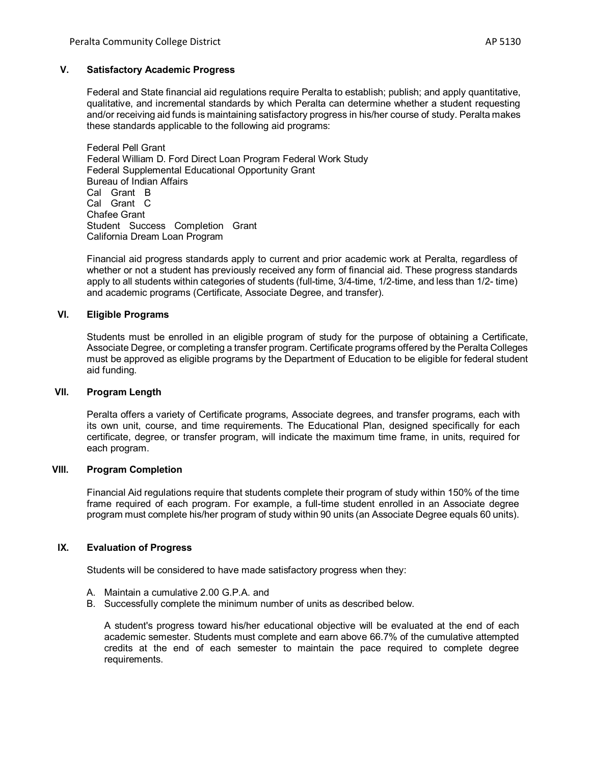## V. Satisfactory Academic Progress

Federal and State financial aid regulations require Peralta to establish; publish; and apply quantitative, qualitative, and incremental standards by which Peralta can determine whether a student requesting and/or receiving aid funds is maintaining satisfactory progress in his/her course of study. Peralta makes these standards applicable to the following aid programs:

Federal Pell Grant
Federal William D. Ford Direct Loan Program Federal Work Study
Federal Supplemental Educational Opportunity Grant
Bureau of Indian Affairs
Cal Grant B
Cal Grant C
Chafee Grant
Student Success Completion Grant
California Dream Loan Program

Financial aid progress standards apply to current and prior academic work at Peralta, regardless of whether or not a student has previously received any form of financial aid. These progress standards apply to all students within categories of students (full-time, 3/4-time, 1/2-time, and less than 1/2- time) and academic programs (Certificate, Associate Degree, and transfer).

## VI. Eligible Programs

Students must be enrolled in an eligible program of study for the purpose of obtaining a Certificate, Associate Degree, or completing a transfer program. Certificate programs offered by the Peralta Colleges must be approved as eligible programs by the Department of Education to be eligible for federal student aid funding.

## VII. Program Length

Peralta offers a variety of Certificate programs, Associate degrees, and transfer programs, each with its own unit, course, and time requirements. The Educational Plan, designed specifically for each certificate, degree, or transfer program, will indicate the maximum time frame, in units, required for each program.

## VIII. Program Completion

Financial Aid regulations require that students complete their program of study within 150% of the time frame required of each program. For example, a full-time student enrolled in an Associate degree program must complete his/her program of study within 90 units (an Associate Degree equals 60 units).

## IX. Evaluation of Progress

Students will be considered to have made satisfactory progress when they:

A. Maintain a cumulative 2.00 G.P.A. and
B. Successfully complete the minimum number of units as described below.

A student's progress toward his/her educational objective will be evaluated at the end of each academic semester. Students must complete and earn above 66.7% of the cumulative attempted credits at the end of each semester to maintain the pace required to complete degree requirements.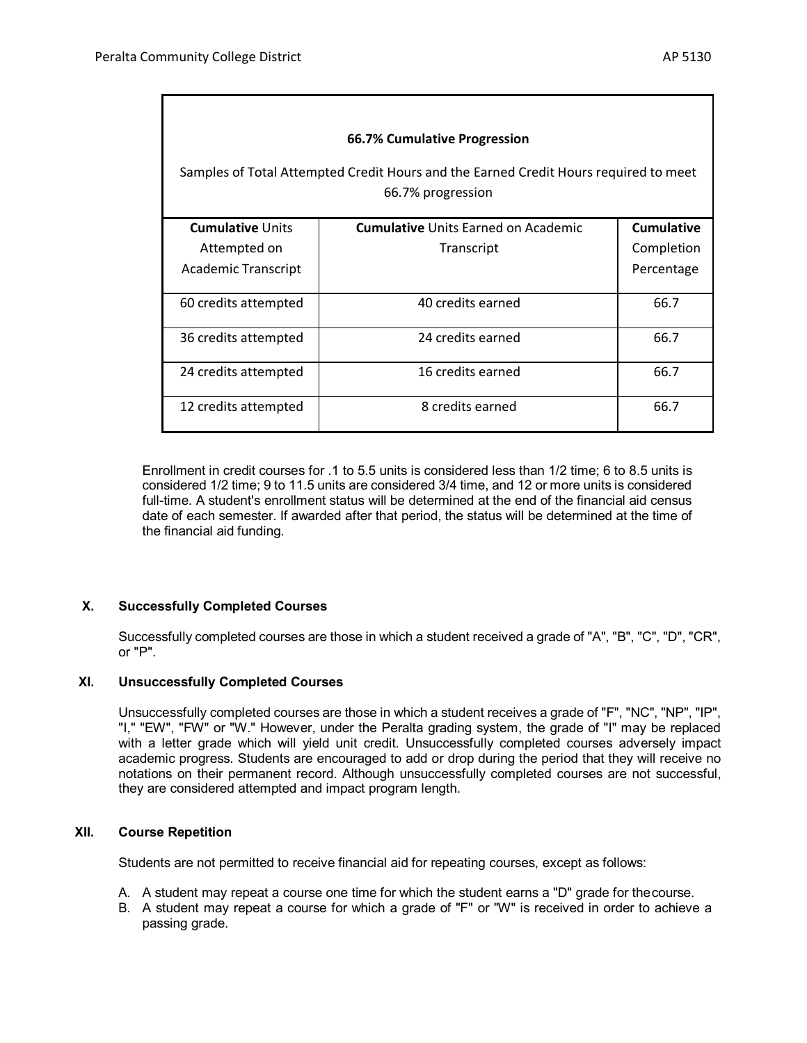| 66.7% Cumulative Progression<br><br>Samples of Total Attempted Credit Hours and the Earned Credit Hours required to meet 66.7% progression | | |
|---|---|---|
| **Cumulative** Units Attempted on Academic Transcript | **Cumulative** Units Earned on Academic Transcript | **Cumulative** Completion Percentage |
| 60 credits attempted | 40 credits earned | 66.7 |
| 36 credits attempted | 24 credits earned | 66.7 |
| 24 credits attempted | 16 credits earned | 66.7 |
| 12 credits attempted | 8 credits earned | 66.7 |

Enrollment in credit courses for .1 to 5.5 units is considered less than 1/2 time; 6 to 8.5 units is considered 1/2 time; 9 to 11.5 units are considered 3/4 time, and 12 or more units is considered full-time. A student's enrollment status will be determined at the end of the financial aid census date of each semester. If awarded after that period, the status will be determined at the time of the financial aid funding.

## X. Successfully Completed Courses

Successfully completed courses are those in which a student received a grade of "A", "B", "C", "D", "CR", or "P".

## XI. Unsuccessfully Completed Courses

Unsuccessfully completed courses are those in which a student receives a grade of "F", "NC", "NP", "IP", "I," "EW", "FW" or "W." However, under the Peralta grading system, the grade of "I" may be replaced with a letter grade which will yield unit credit. Unsuccessfully completed courses adversely impact academic progress. Students are encouraged to add or drop during the period that they will receive no notations on their permanent record. Although unsuccessfully completed courses are not successful, they are considered attempted and impact program length.

## XII. Course Repetition

Students are not permitted to receive financial aid for repeating courses, except as follows:

A. A student may repeat a course one time for which the student earns a "D" grade for the course.
B. A student may repeat a course for which a grade of "F" or "W" is received in order to achieve a passing grade.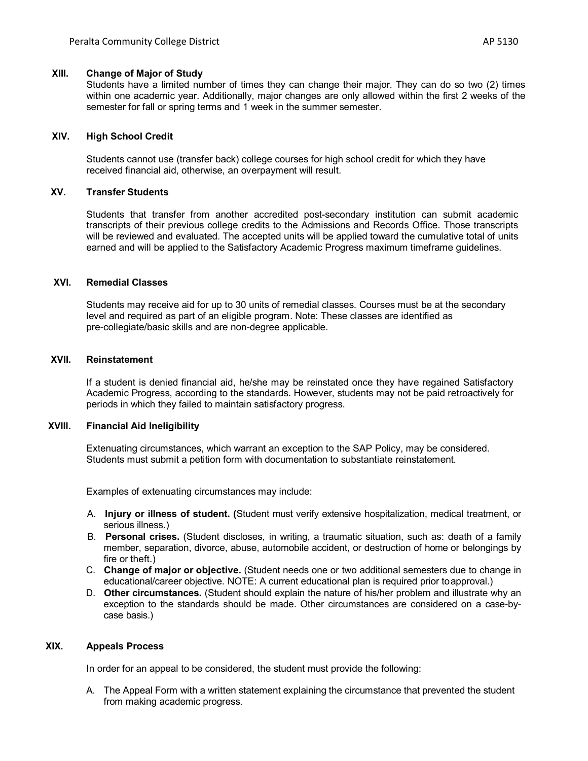## XIII. Change of Major of Study

Students have a limited number of times they can change their major. They can do so two (2) times within one academic year. Additionally, major changes are only allowed within the first 2 weeks of the semester for fall or spring terms and 1 week in the summer semester.

## XIV. High School Credit

Students cannot use (transfer back) college courses for high school credit for which they have received financial aid, otherwise, an overpayment will result.

## XV. Transfer Students

Students that transfer from another accredited post-secondary institution can submit academic transcripts of their previous college credits to the Admissions and Records Office. Those transcripts will be reviewed and evaluated. The accepted units will be applied toward the cumulative total of units earned and will be applied to the Satisfactory Academic Progress maximum timeframe guidelines.

## XVI. Remedial Classes

Students may receive aid for up to 30 units of remedial classes. Courses must be at the secondary level and required as part of an eligible program. Note: These classes are identified as pre-collegiate/basic skills and are non-degree applicable.

## XVII. Reinstatement

If a student is denied financial aid, he/she may be reinstated once they have regained Satisfactory Academic Progress, according to the standards. However, students may not be paid retroactively for periods in which they failed to maintain satisfactory progress.

## XVIII. Financial Aid Ineligibility

Extenuating circumstances, which warrant an exception to the SAP Policy, may be considered. Students must submit a petition form with documentation to substantiate reinstatement.

Examples of extenuating circumstances may include:

A. **Injury or illness of student. (**Student must verify extensive hospitalization, medical treatment, or serious illness.)

B. **Personal crises.** (Student discloses, in writing, a traumatic situation, such as: death of a family member, separation, divorce, abuse, automobile accident, or destruction of home or belongings by fire or theft.)

C. **Change of major or objective.** (Student needs one or two additional semesters due to change in educational/career objective. NOTE: A current educational plan is required prior to approval.)

D. **Other circumstances.** (Student should explain the nature of his/her problem and illustrate why an exception to the standards should be made. Other circumstances are considered on a case-by-case basis.)

## XIX. Appeals Process

In order for an appeal to be considered, the student must provide the following:

A. The Appeal Form with a written statement explaining the circumstance that prevented the student from making academic progress.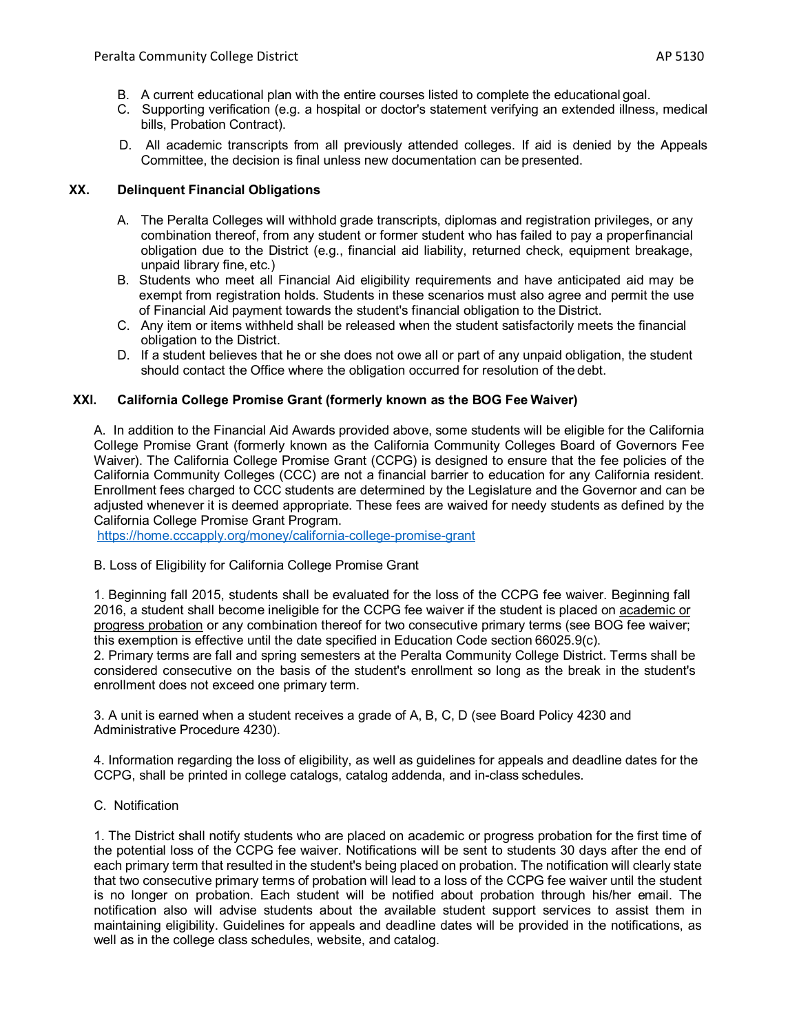B. A current educational plan with the entire courses listed to complete the educational goal.
C. Supporting verification (e.g. a hospital or doctor's statement verifying an extended illness, medical bills, Probation Contract).
D. All academic transcripts from all previously attended colleges. If aid is denied by the Appeals Committee, the decision is final unless new documentation can be presented.

## XX. Delinquent Financial Obligations

A. The Peralta Colleges will withhold grade transcripts, diplomas and registration privileges, or any combination thereof, from any student or former student who has failed to pay a properfinancial obligation due to the District (e.g., financial aid liability, returned check, equipment breakage, unpaid library fine, etc.)
B. Students who meet all Financial Aid eligibility requirements and have anticipated aid may be exempt from registration holds. Students in these scenarios must also agree and permit the use of Financial Aid payment towards the student's financial obligation to the District.
C. Any item or items withheld shall be released when the student satisfactorily meets the financial obligation to the District.
D. If a student believes that he or she does not owe all or part of any unpaid obligation, the student should contact the Office where the obligation occurred for resolution of the debt.

## XXI. California College Promise Grant (formerly known as the BOG Fee Waiver)

A. In addition to the Financial Aid Awards provided above, some students will be eligible for the California College Promise Grant (formerly known as the California Community Colleges Board of Governors Fee Waiver). The California College Promise Grant (CCPG) is designed to ensure that the fee policies of the California Community Colleges (CCC) are not a financial barrier to education for any California resident. Enrollment fees charged to CCC students are determined by the Legislature and the Governor and can be adjusted whenever it is deemed appropriate. These fees are waived for needy students as defined by the California College Promise Grant Program.
https://home.cccapply.org/money/california-college-promise-grant

B. Loss of Eligibility for California College Promise Grant

1. Beginning fall 2015, students shall be evaluated for the loss of the CCPG fee waiver. Beginning fall 2016, a student shall become ineligible for the CCPG fee waiver if the student is placed on academic or progress probation or any combination thereof for two consecutive primary terms (see BOG fee waiver; this exemption is effective until the date specified in Education Code section 66025.9(c).
2. Primary terms are fall and spring semesters at the Peralta Community College District. Terms shall be considered consecutive on the basis of the student's enrollment so long as the break in the student's enrollment does not exceed one primary term.

3. A unit is earned when a student receives a grade of A, B, C, D (see Board Policy 4230 and Administrative Procedure 4230).

4. Information regarding the loss of eligibility, as well as guidelines for appeals and deadline dates for the CCPG, shall be printed in college catalogs, catalog addenda, and in-class schedules.

C. Notification

1. The District shall notify students who are placed on academic or progress probation for the first time of the potential loss of the CCPG fee waiver. Notifications will be sent to students 30 days after the end of each primary term that resulted in the student's being placed on probation. The notification will clearly state that two consecutive primary terms of probation will lead to a loss of the CCPG fee waiver until the student is no longer on probation. Each student will be notified about probation through his/her email. The notification also will advise students about the available student support services to assist them in maintaining eligibility. Guidelines for appeals and deadline dates will be provided in the notifications, as well as in the college class schedules, website, and catalog.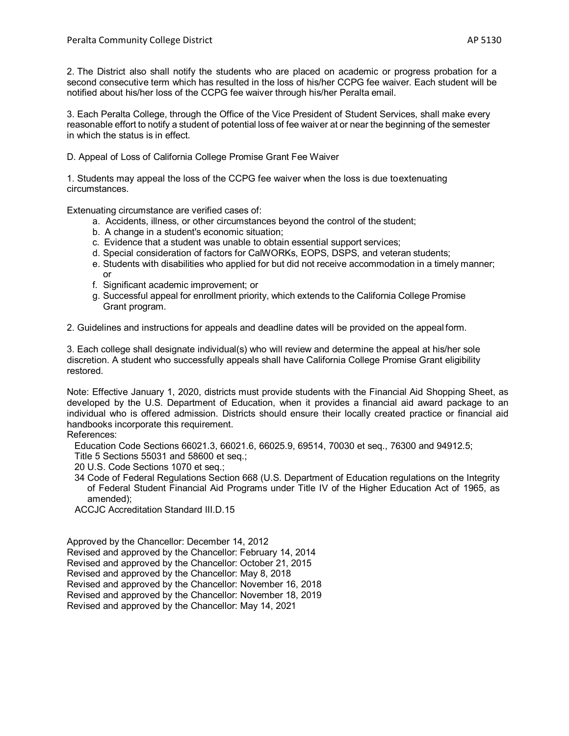2. The District also shall notify the students who are placed on academic or progress probation for a second consecutive term which has resulted in the loss of his/her CCPG fee waiver. Each student will be notified about his/her loss of the CCPG fee waiver through his/her Peralta email.

3. Each Peralta College, through the Office of the Vice President of Student Services, shall make every reasonable effort to notify a student of potential loss of fee waiver at or near the beginning of the semester in which the status is in effect.

D. Appeal of Loss of California College Promise Grant Fee Waiver

1. Students may appeal the loss of the CCPG fee waiver when the loss is due toextenuating circumstances.

Extenuating circumstance are verified cases of:

a. Accidents, illness, or other circumstances beyond the control of the student;
b. A change in a student's economic situation;
c. Evidence that a student was unable to obtain essential support services;
d. Special consideration of factors for CalWORKs, EOPS, DSPS, and veteran students;
e. Students with disabilities who applied for but did not receive accommodation in a timely manner; or
f. Significant academic improvement; or
g. Successful appeal for enrollment priority, which extends to the California College Promise Grant program.

2. Guidelines and instructions for appeals and deadline dates will be provided on the appeal form.

3. Each college shall designate individual(s) who will review and determine the appeal at his/her sole discretion. A student who successfully appeals shall have California College Promise Grant eligibility restored.

Note: Effective January 1, 2020, districts must provide students with the Financial Aid Shopping Sheet, as developed by the U.S. Department of Education, when it provides a financial aid award package to an individual who is offered admission. Districts should ensure their locally created practice or financial aid handbooks incorporate this requirement.

References:

Education Code Sections 66021.3, 66021.6, 66025.9, 69514, 70030 et seq., 76300 and 94912.5;
Title 5 Sections 55031 and 58600 et seq.;
20 U.S. Code Sections 1070 et seq.;
34 Code of Federal Regulations Section 668 (U.S. Department of Education regulations on the Integrity of Federal Student Financial Aid Programs under Title IV of the Higher Education Act of 1965, as amended);
ACCJC Accreditation Standard III.D.15

Approved by the Chancellor: December 14, 2012
Revised and approved by the Chancellor: February 14, 2014
Revised and approved by the Chancellor: October 21, 2015
Revised and approved by the Chancellor: May 8, 2018
Revised and approved by the Chancellor: November 16, 2018
Revised and approved by the Chancellor: November 18, 2019
Revised and approved by the Chancellor: May 14, 2021